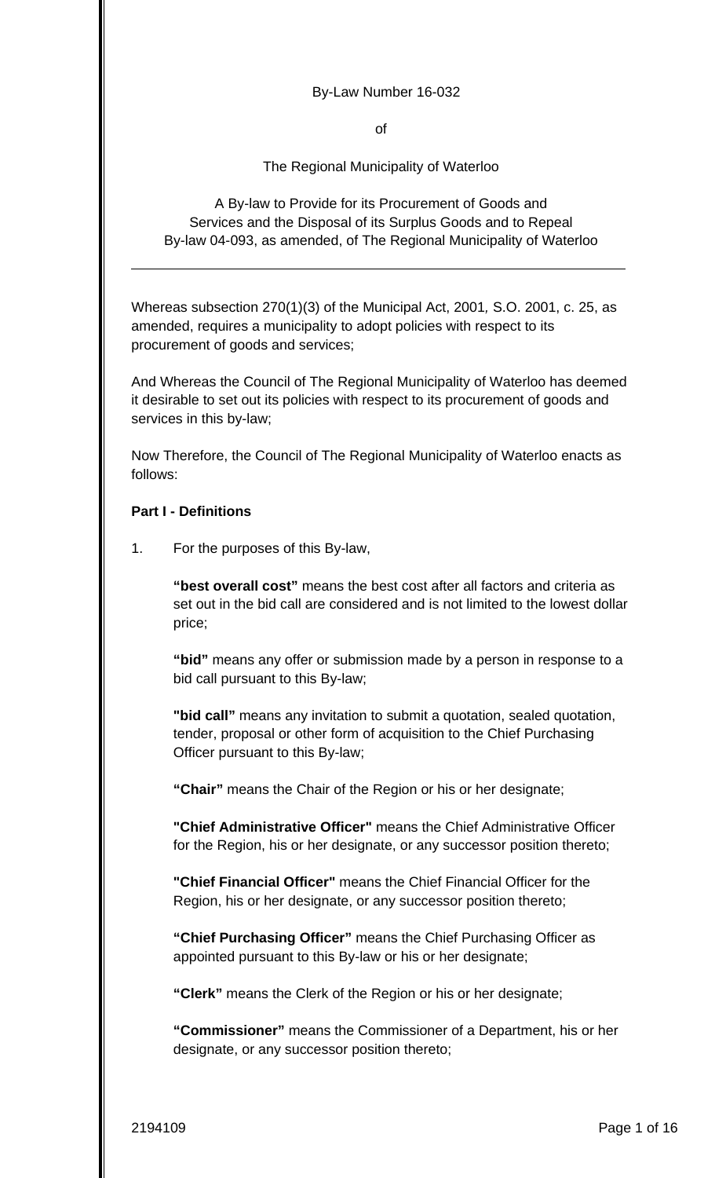By-Law Number 16-032

of

The Regional Municipality of Waterloo

A By-law to Provide for its Procurement of Goods and Services and the Disposal of its Surplus Goods and to Repeal By-law 04-093, as amended, of The Regional Municipality of Waterloo

---

Whereas subsection 270(1)(3) of the Municipal Act, 2001, S.O. 2001, c. 25, as amended, requires a municipality to adopt policies with respect to its procurement of goods and services;

And Whereas the Council of The Regional Municipality of Waterloo has deemed it desirable to set out its policies with respect to its procurement of goods and services in this by-law;

Now Therefore, the Council of The Regional Municipality of Waterloo enacts as follows:

**Part I - Definitions**

1. For the purposes of this By-law,

   **"best overall cost"** means the best cost after all factors and criteria as set out in the bid call are considered and is not limited to the lowest dollar price;

   **"bid"** means any offer or submission made by a person in response to a bid call pursuant to this By-law;

   **"bid call"** means any invitation to submit a quotation, sealed quotation, tender, proposal or other form of acquisition to the Chief Purchasing Officer pursuant to this By-law;

   **"Chair"** means the Chair of the Region or his or her designate;

   **"Chief Administrative Officer"** means the Chief Administrative Officer for the Region, his or her designate, or any successor position thereto;

   **"Chief Financial Officer"** means the Chief Financial Officer for the Region, his or her designate, or any successor position thereto;

   **"Chief Purchasing Officer"** means the Chief Purchasing Officer as appointed pursuant to this By-law or his or her designate;

   **"Clerk"** means the Clerk of the Region or his or her designate;

   **"Commissioner"** means the Commissioner of a Department, his or her designate, or any successor position thereto;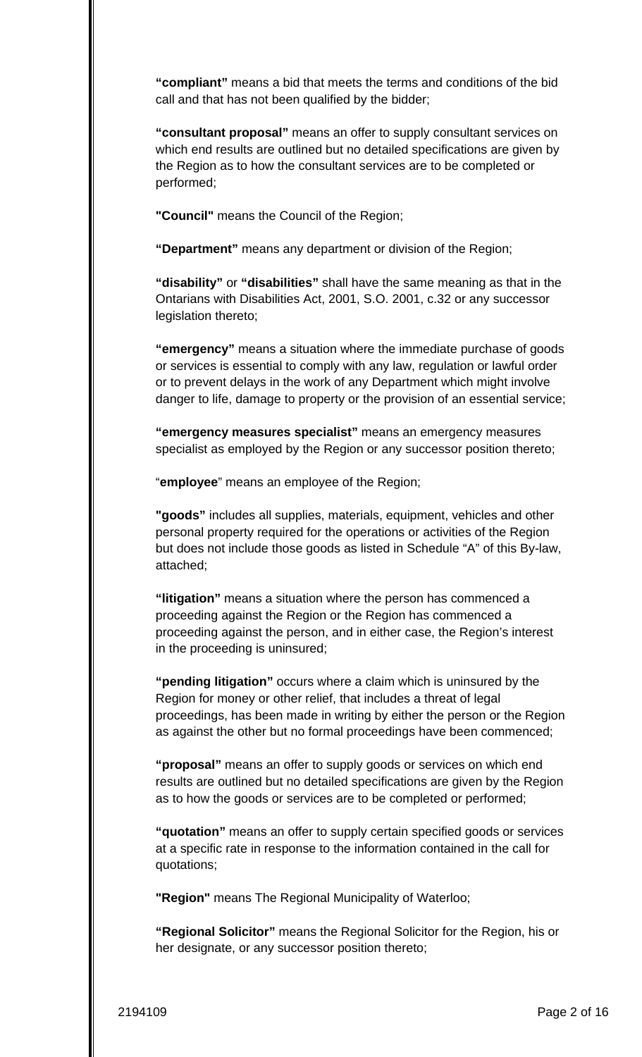**"compliant"** means a bid that meets the terms and conditions of the bid call and that has not been qualified by the bidder;

**"consultant proposal"** means an offer to supply consultant services on which end results are outlined but no detailed specifications are given by the Region as to how the consultant services are to be completed or performed;

**"Council"** means the Council of the Region;

**"Department"** means any department or division of the Region;

**"disability"** or **"disabilities"** shall have the same meaning as that in the Ontarians with Disabilities Act, 2001, S.O. 2001, c.32 or any successor legislation thereto;

**"emergency"** means a situation where the immediate purchase of goods or services is essential to comply with any law, regulation or lawful order or to prevent delays in the work of any Department which might involve danger to life, damage to property or the provision of an essential service;

**"emergency measures specialist"** means an emergency measures specialist as employed by the Region or any successor position thereto;

"**employee**" means an employee of the Region;

**"goods"** includes all supplies, materials, equipment, vehicles and other personal property required for the operations or activities of the Region but does not include those goods as listed in Schedule "A" of this By-law, attached;

**"litigation"** means a situation where the person has commenced a proceeding against the Region or the Region has commenced a proceeding against the person, and in either case, the Region's interest in the proceeding is uninsured;

**"pending litigation"** occurs where a claim which is uninsured by the Region for money or other relief, that includes a threat of legal proceedings, has been made in writing by either the person or the Region as against the other but no formal proceedings have been commenced;

**"proposal"** means an offer to supply goods or services on which end results are outlined but no detailed specifications are given by the Region as to how the goods or services are to be completed or performed;

**"quotation"** means an offer to supply certain specified goods or services at a specific rate in response to the information contained in the call for quotations;

**"Region"** means The Regional Municipality of Waterloo;

**"Regional Solicitor"** means the Regional Solicitor for the Region, his or her designate, or any successor position thereto;

2194109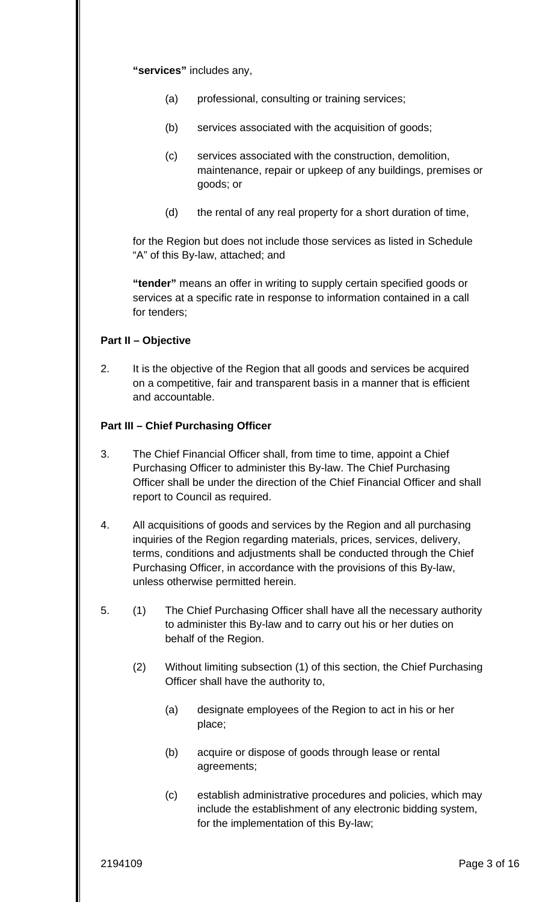**"services"** includes any,

(a) professional, consulting or training services;

(b) services associated with the acquisition of goods;

(c) services associated with the construction, demolition, maintenance, repair or upkeep of any buildings, premises or goods; or

(d) the rental of any real property for a short duration of time,

for the Region but does not include those services as listed in Schedule "A" of this By-law, attached; and

**"tender"** means an offer in writing to supply certain specified goods or services at a specific rate in response to information contained in a call for tenders;

**Part II – Objective**

2. It is the objective of the Region that all goods and services be acquired on a competitive, fair and transparent basis in a manner that is efficient and accountable.

**Part III – Chief Purchasing Officer**

3. The Chief Financial Officer shall, from time to time, appoint a Chief Purchasing Officer to administer this By-law. The Chief Purchasing Officer shall be under the direction of the Chief Financial Officer and shall report to Council as required.

4. All acquisitions of goods and services by the Region and all purchasing inquiries of the Region regarding materials, prices, services, delivery, terms, conditions and adjustments shall be conducted through the Chief Purchasing Officer, in accordance with the provisions of this By-law, unless otherwise permitted herein.

5. (1) The Chief Purchasing Officer shall have all the necessary authority to administer this By-law and to carry out his or her duties on behalf of the Region.

(2) Without limiting subsection (1) of this section, the Chief Purchasing Officer shall have the authority to,

(a) designate employees of the Region to act in his or her place;

(b) acquire or dispose of goods through lease or rental agreements;

(c) establish administrative procedures and policies, which may include the establishment of any electronic bidding system, for the implementation of this By-law;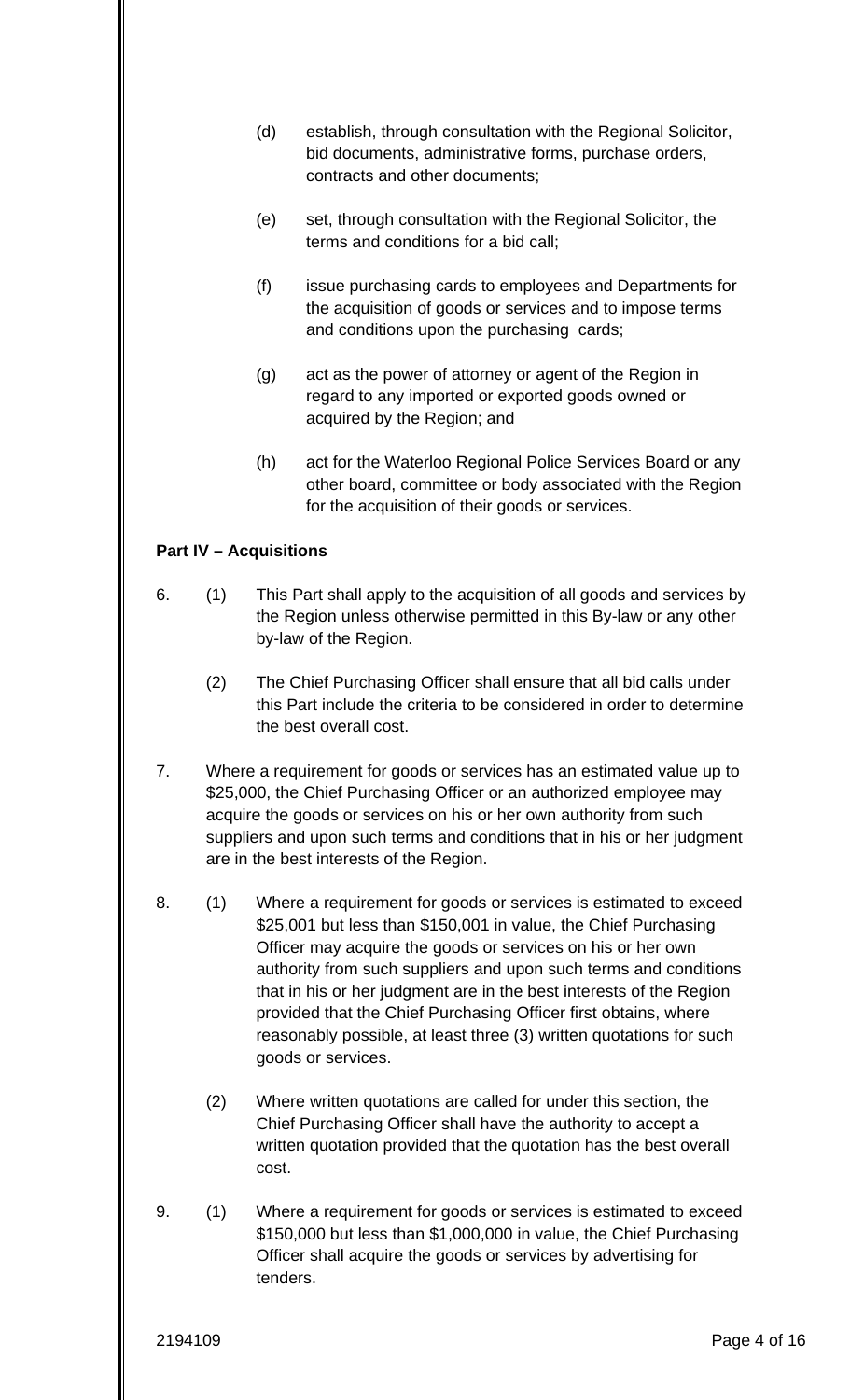(d) establish, through consultation with the Regional Solicitor, bid documents, administrative forms, purchase orders, contracts and other documents;

(e) set, through consultation with the Regional Solicitor, the terms and conditions for a bid call;

(f) issue purchasing cards to employees and Departments for the acquisition of goods or services and to impose terms and conditions upon the purchasing cards;

(g) act as the power of attorney or agent of the Region in regard to any imported or exported goods owned or acquired by the Region; and

(h) act for the Waterloo Regional Police Services Board or any other board, committee or body associated with the Region for the acquisition of their goods or services.

**Part IV – Acquisitions**

6. (1) This Part shall apply to the acquisition of all goods and services by the Region unless otherwise permitted in this By-law or any other by-law of the Region.

   (2) The Chief Purchasing Officer shall ensure that all bid calls under this Part include the criteria to be considered in order to determine the best overall cost.

7. Where a requirement for goods or services has an estimated value up to $25,000, the Chief Purchasing Officer or an authorized employee may acquire the goods or services on his or her own authority from such suppliers and upon such terms and conditions that in his or her judgment are in the best interests of the Region.

8. (1) Where a requirement for goods or services is estimated to exceed $25,001 but less than $150,001 in value, the Chief Purchasing Officer may acquire the goods or services on his or her own authority from such suppliers and upon such terms and conditions that in his or her judgment are in the best interests of the Region provided that the Chief Purchasing Officer first obtains, where reasonably possible, at least three (3) written quotations for such goods or services.

   (2) Where written quotations are called for under this section, the Chief Purchasing Officer shall have the authority to accept a written quotation provided that the quotation has the best overall cost.

9. (1) Where a requirement for goods or services is estimated to exceed $150,000 but less than $1,000,000 in value, the Chief Purchasing Officer shall acquire the goods or services by advertising for tenders.

2194109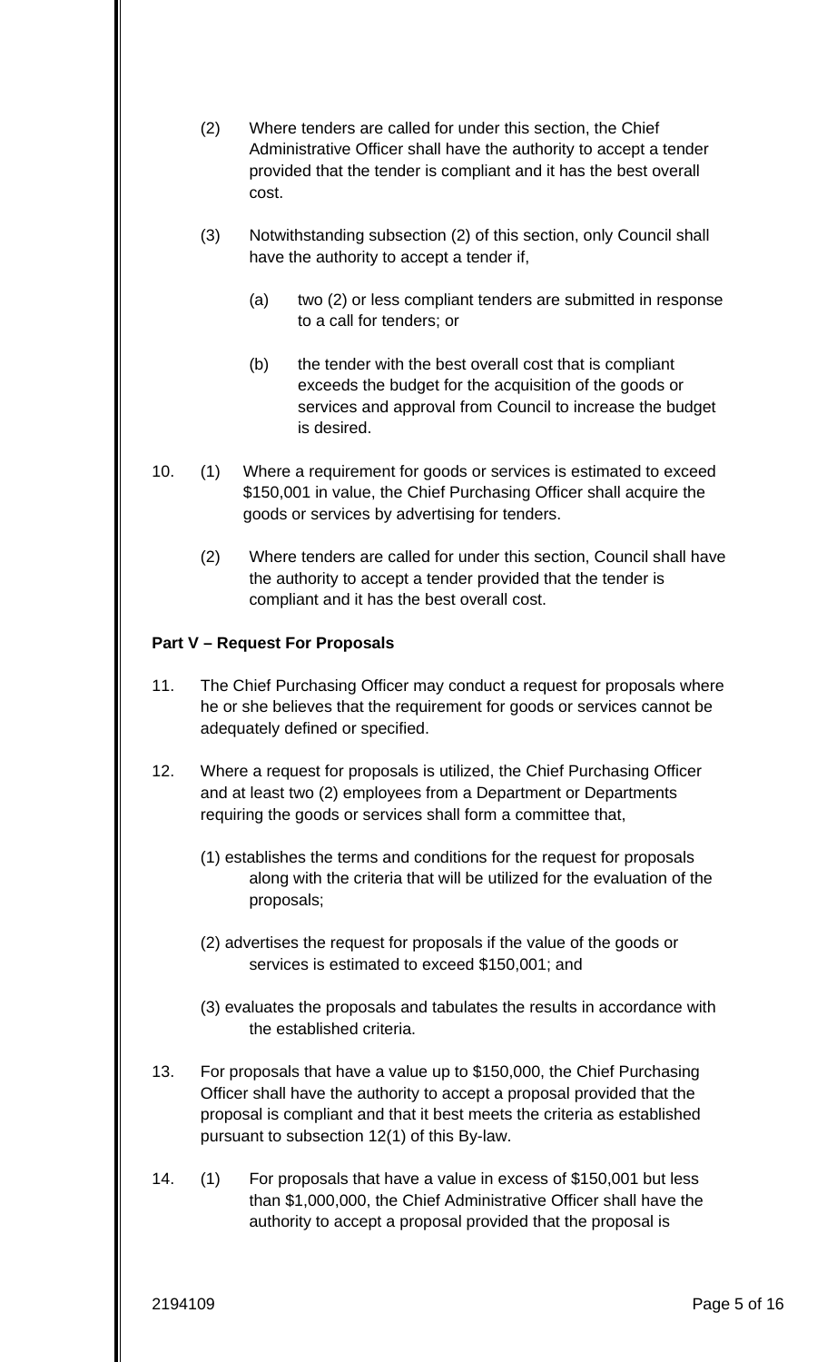(2) Where tenders are called for under this section, the Chief Administrative Officer shall have the authority to accept a tender provided that the tender is compliant and it has the best overall cost.

(3) Notwithstanding subsection (2) of this section, only Council shall have the authority to accept a tender if,

(a) two (2) or less compliant tenders are submitted in response to a call for tenders; or

(b) the tender with the best overall cost that is compliant exceeds the budget for the acquisition of the goods or services and approval from Council to increase the budget is desired.

10. (1) Where a requirement for goods or services is estimated to exceed $150,001 in value, the Chief Purchasing Officer shall acquire the goods or services by advertising for tenders.

(2) Where tenders are called for under this section, Council shall have the authority to accept a tender provided that the tender is compliant and it has the best overall cost.

**Part V – Request For Proposals**

11. The Chief Purchasing Officer may conduct a request for proposals where he or she believes that the requirement for goods or services cannot be adequately defined or specified.

12. Where a request for proposals is utilized, the Chief Purchasing Officer and at least two (2) employees from a Department or Departments requiring the goods or services shall form a committee that,

(1) establishes the terms and conditions for the request for proposals along with the criteria that will be utilized for the evaluation of the proposals;

(2) advertises the request for proposals if the value of the goods or services is estimated to exceed $150,001; and

(3) evaluates the proposals and tabulates the results in accordance with the established criteria.

13. For proposals that have a value up to $150,000, the Chief Purchasing Officer shall have the authority to accept a proposal provided that the proposal is compliant and that it best meets the criteria as established pursuant to subsection 12(1) of this By-law.

14. (1) For proposals that have a value in excess of $150,001 but less than $1,000,000, the Chief Administrative Officer shall have the authority to accept a proposal provided that the proposal is

2194109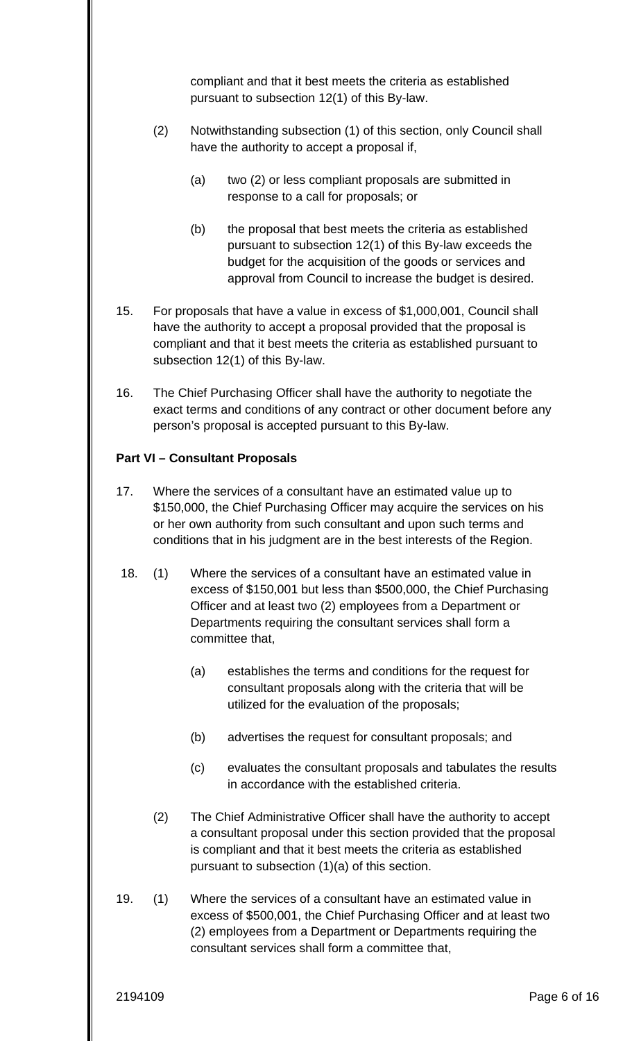compliant and that it best meets the criteria as established pursuant to subsection 12(1) of this By-law.

(2) Notwithstanding subsection (1) of this section, only Council shall have the authority to accept a proposal if,

(a) two (2) or less compliant proposals are submitted in response to a call for proposals; or

(b) the proposal that best meets the criteria as established pursuant to subsection 12(1) of this By-law exceeds the budget for the acquisition of the goods or services and approval from Council to increase the budget is desired.

15. For proposals that have a value in excess of $1,000,001, Council shall have the authority to accept a proposal provided that the proposal is compliant and that it best meets the criteria as established pursuant to subsection 12(1) of this By-law.

16. The Chief Purchasing Officer shall have the authority to negotiate the exact terms and conditions of any contract or other document before any person's proposal is accepted pursuant to this By-law.

**Part VI – Consultant Proposals**

17. Where the services of a consultant have an estimated value up to $150,000, the Chief Purchasing Officer may acquire the services on his or her own authority from such consultant and upon such terms and conditions that in his judgment are in the best interests of the Region.

18. (1) Where the services of a consultant have an estimated value in excess of $150,001 but less than $500,000, the Chief Purchasing Officer and at least two (2) employees from a Department or Departments requiring the consultant services shall form a committee that,

(a) establishes the terms and conditions for the request for consultant proposals along with the criteria that will be utilized for the evaluation of the proposals;

(b) advertises the request for consultant proposals; and

(c) evaluates the consultant proposals and tabulates the results in accordance with the established criteria.

(2) The Chief Administrative Officer shall have the authority to accept a consultant proposal under this section provided that the proposal is compliant and that it best meets the criteria as established pursuant to subsection (1)(a) of this section.

19. (1) Where the services of a consultant have an estimated value in excess of $500,001, the Chief Purchasing Officer and at least two (2) employees from a Department or Departments requiring the consultant services shall form a committee that,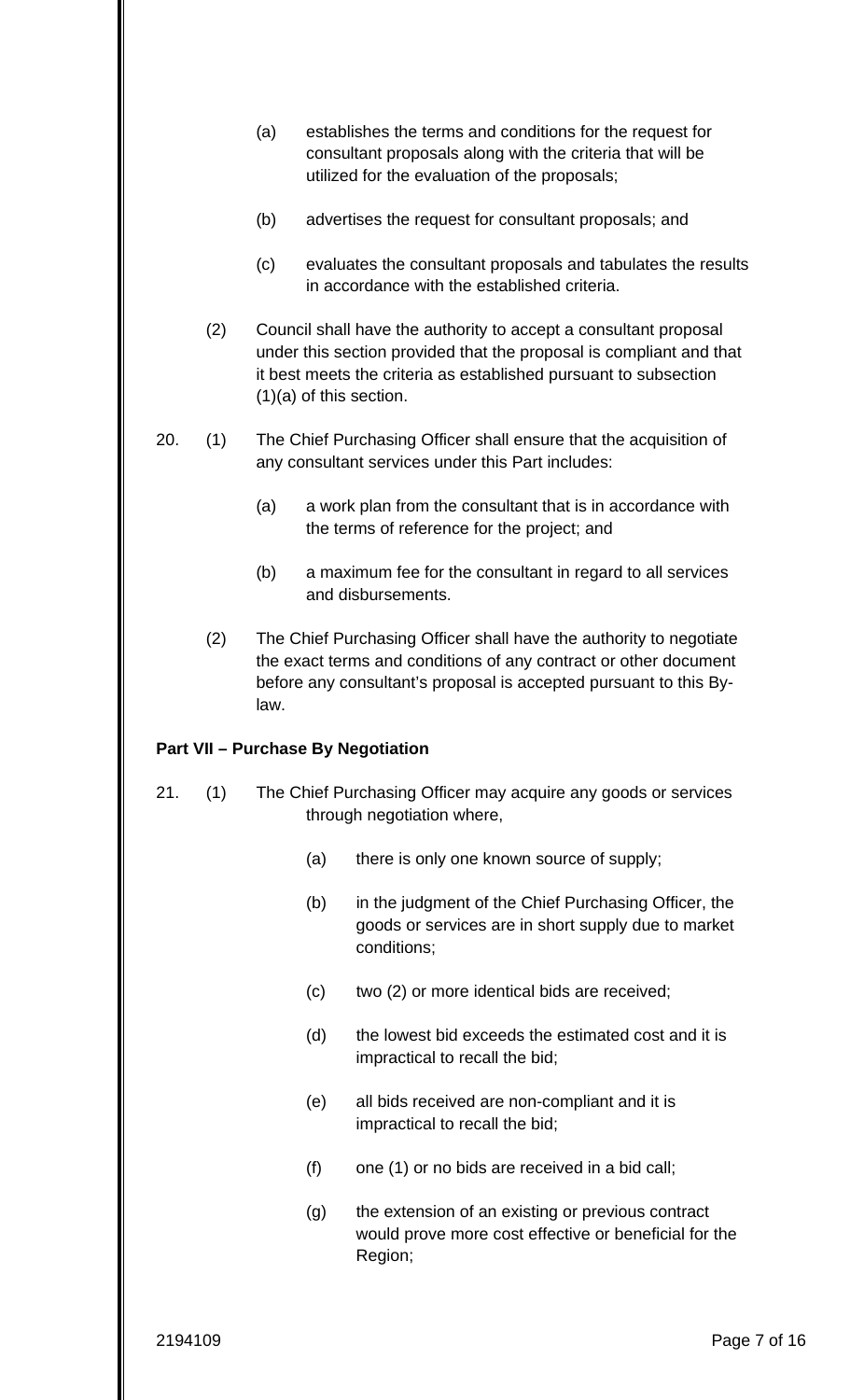(a) establishes the terms and conditions for the request for consultant proposals along with the criteria that will be utilized for the evaluation of the proposals;

(b) advertises the request for consultant proposals; and

(c) evaluates the consultant proposals and tabulates the results in accordance with the established criteria.

(2) Council shall have the authority to accept a consultant proposal under this section provided that the proposal is compliant and that it best meets the criteria as established pursuant to subsection (1)(a) of this section.

20. (1) The Chief Purchasing Officer shall ensure that the acquisition of any consultant services under this Part includes:

(a) a work plan from the consultant that is in accordance with the terms of reference for the project; and

(b) a maximum fee for the consultant in regard to all services and disbursements.

(2) The Chief Purchasing Officer shall have the authority to negotiate the exact terms and conditions of any contract or other document before any consultant's proposal is accepted pursuant to this By-law.

**Part VII – Purchase By Negotiation**

21. (1) The Chief Purchasing Officer may acquire any goods or services through negotiation where,

(a) there is only one known source of supply;

(b) in the judgment of the Chief Purchasing Officer, the goods or services are in short supply due to market conditions;

(c) two (2) or more identical bids are received;

(d) the lowest bid exceeds the estimated cost and it is impractical to recall the bid;

(e) all bids received are non-compliant and it is impractical to recall the bid;

(f) one (1) or no bids are received in a bid call;

(g) the extension of an existing or previous contract would prove more cost effective or beneficial for the Region;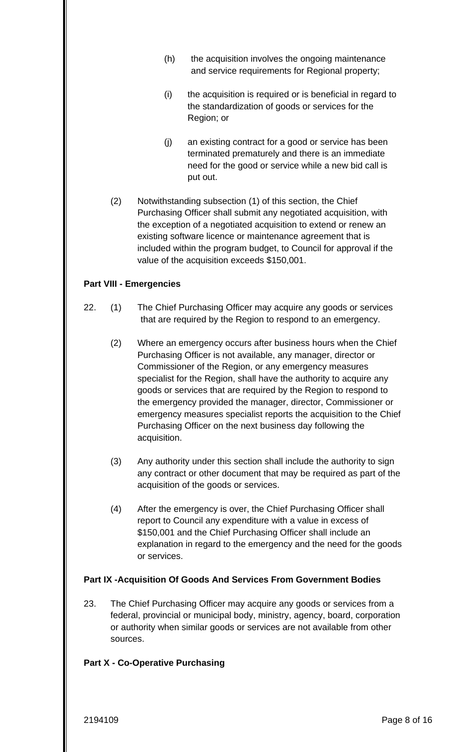(h) the acquisition involves the ongoing maintenance and service requirements for Regional property;

(i) the acquisition is required or is beneficial in regard to the standardization of goods or services for the Region; or

(j) an existing contract for a good or service has been terminated prematurely and there is an immediate need for the good or service while a new bid call is put out.

(2) Notwithstanding subsection (1) of this section, the Chief Purchasing Officer shall submit any negotiated acquisition, with the exception of a negotiated acquisition to extend or renew an existing software licence or maintenance agreement that is included within the program budget, to Council for approval if the value of the acquisition exceeds $150,001.

**Part VIII - Emergencies**

22. (1) The Chief Purchasing Officer may acquire any goods or services that are required by the Region to respond to an emergency.

(2) Where an emergency occurs after business hours when the Chief Purchasing Officer is not available, any manager, director or Commissioner of the Region, or any emergency measures specialist for the Region, shall have the authority to acquire any goods or services that are required by the Region to respond to the emergency provided the manager, director, Commissioner or emergency measures specialist reports the acquisition to the Chief Purchasing Officer on the next business day following the acquisition.

(3) Any authority under this section shall include the authority to sign any contract or other document that may be required as part of the acquisition of the goods or services.

(4) After the emergency is over, the Chief Purchasing Officer shall report to Council any expenditure with a value in excess of $150,001 and the Chief Purchasing Officer shall include an explanation in regard to the emergency and the need for the goods or services.

**Part IX -Acquisition Of Goods And Services From Government Bodies**

23. The Chief Purchasing Officer may acquire any goods or services from a federal, provincial or municipal body, ministry, agency, board, corporation or authority when similar goods or services are not available from other sources.

**Part X - Co-Operative Purchasing**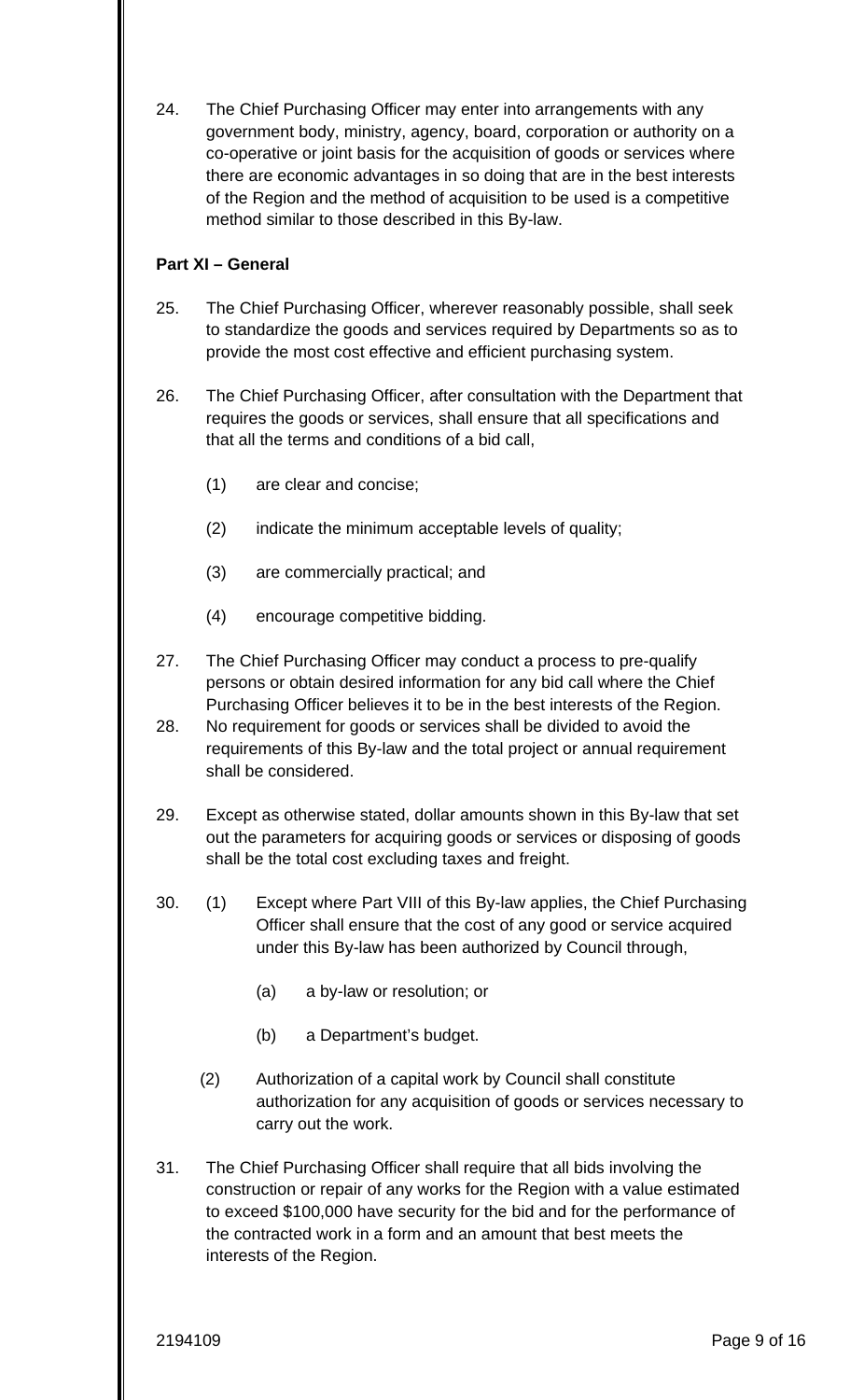24. The Chief Purchasing Officer may enter into arrangements with any government body, ministry, agency, board, corporation or authority on a co-operative or joint basis for the acquisition of goods or services where there are economic advantages in so doing that are in the best interests of the Region and the method of acquisition to be used is a competitive method similar to those described in this By-law.

**Part XI – General**

25. The Chief Purchasing Officer, wherever reasonably possible, shall seek to standardize the goods and services required by Departments so as to provide the most cost effective and efficient purchasing system.

26. The Chief Purchasing Officer, after consultation with the Department that requires the goods or services, shall ensure that all specifications and that all the terms and conditions of a bid call,

    (1) are clear and concise;

    (2) indicate the minimum acceptable levels of quality;

    (3) are commercially practical; and

    (4) encourage competitive bidding.

27. The Chief Purchasing Officer may conduct a process to pre-qualify persons or obtain desired information for any bid call where the Chief Purchasing Officer believes it to be in the best interests of the Region.

28. No requirement for goods or services shall be divided to avoid the requirements of this By-law and the total project or annual requirement shall be considered.

29. Except as otherwise stated, dollar amounts shown in this By-law that set out the parameters for acquiring goods or services or disposing of goods shall be the total cost excluding taxes and freight.

30. (1) Except where Part VIII of this By-law applies, the Chief Purchasing Officer shall ensure that the cost of any good or service acquired under this By-law has been authorized by Council through,

        (a) a by-law or resolution; or

        (b) a Department's budget.

    (2) Authorization of a capital work by Council shall constitute authorization for any acquisition of goods or services necessary to carry out the work.

31. The Chief Purchasing Officer shall require that all bids involving the construction or repair of any works for the Region with a value estimated to exceed $100,000 have security for the bid and for the performance of the contracted work in a form and an amount that best meets the interests of the Region.

2194109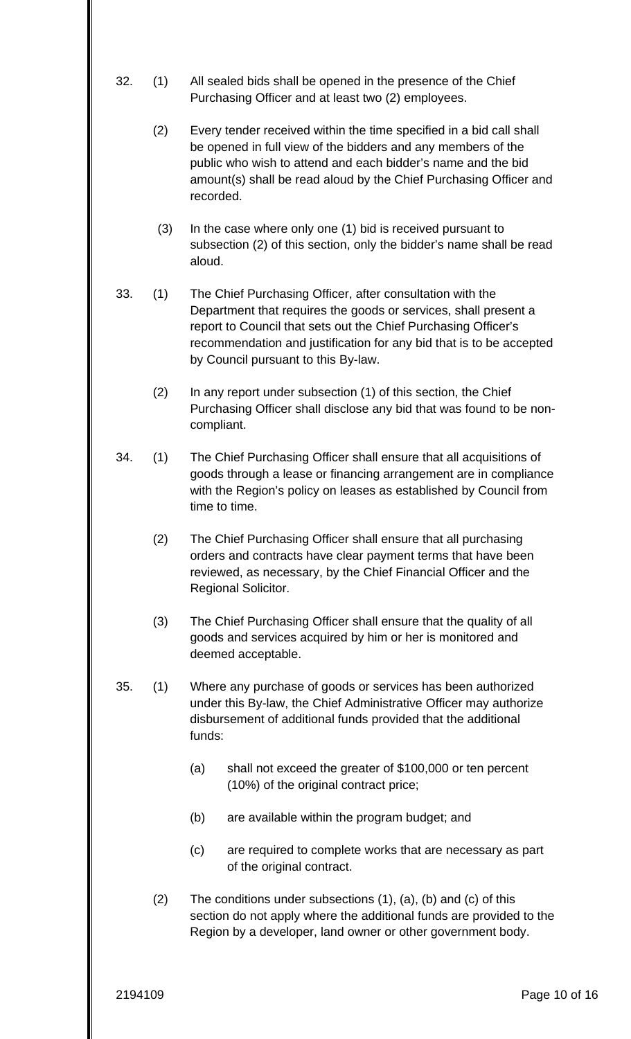32. (1) All sealed bids shall be opened in the presence of the Chief Purchasing Officer and at least two (2) employees.

    (2) Every tender received within the time specified in a bid call shall be opened in full view of the bidders and any members of the public who wish to attend and each bidder's name and the bid amount(s) shall be read aloud by the Chief Purchasing Officer and recorded.

    (3) In the case where only one (1) bid is received pursuant to subsection (2) of this section, only the bidder's name shall be read aloud.

33. (1) The Chief Purchasing Officer, after consultation with the Department that requires the goods or services, shall present a report to Council that sets out the Chief Purchasing Officer's recommendation and justification for any bid that is to be accepted by Council pursuant to this By-law.

    (2) In any report under subsection (1) of this section, the Chief Purchasing Officer shall disclose any bid that was found to be non-compliant.

34. (1) The Chief Purchasing Officer shall ensure that all acquisitions of goods through a lease or financing arrangement are in compliance with the Region's policy on leases as established by Council from time to time.

    (2) The Chief Purchasing Officer shall ensure that all purchasing orders and contracts have clear payment terms that have been reviewed, as necessary, by the Chief Financial Officer and the Regional Solicitor.

    (3) The Chief Purchasing Officer shall ensure that the quality of all goods and services acquired by him or her is monitored and deemed acceptable.

35. (1) Where any purchase of goods or services has been authorized under this By-law, the Chief Administrative Officer may authorize disbursement of additional funds provided that the additional funds:

    (a) shall not exceed the greater of $100,000 or ten percent (10%) of the original contract price;

    (b) are available within the program budget; and

    (c) are required to complete works that are necessary as part of the original contract.

    (2) The conditions under subsections (1), (a), (b) and (c) of this section do not apply where the additional funds are provided to the Region by a developer, land owner or other government body.

2194109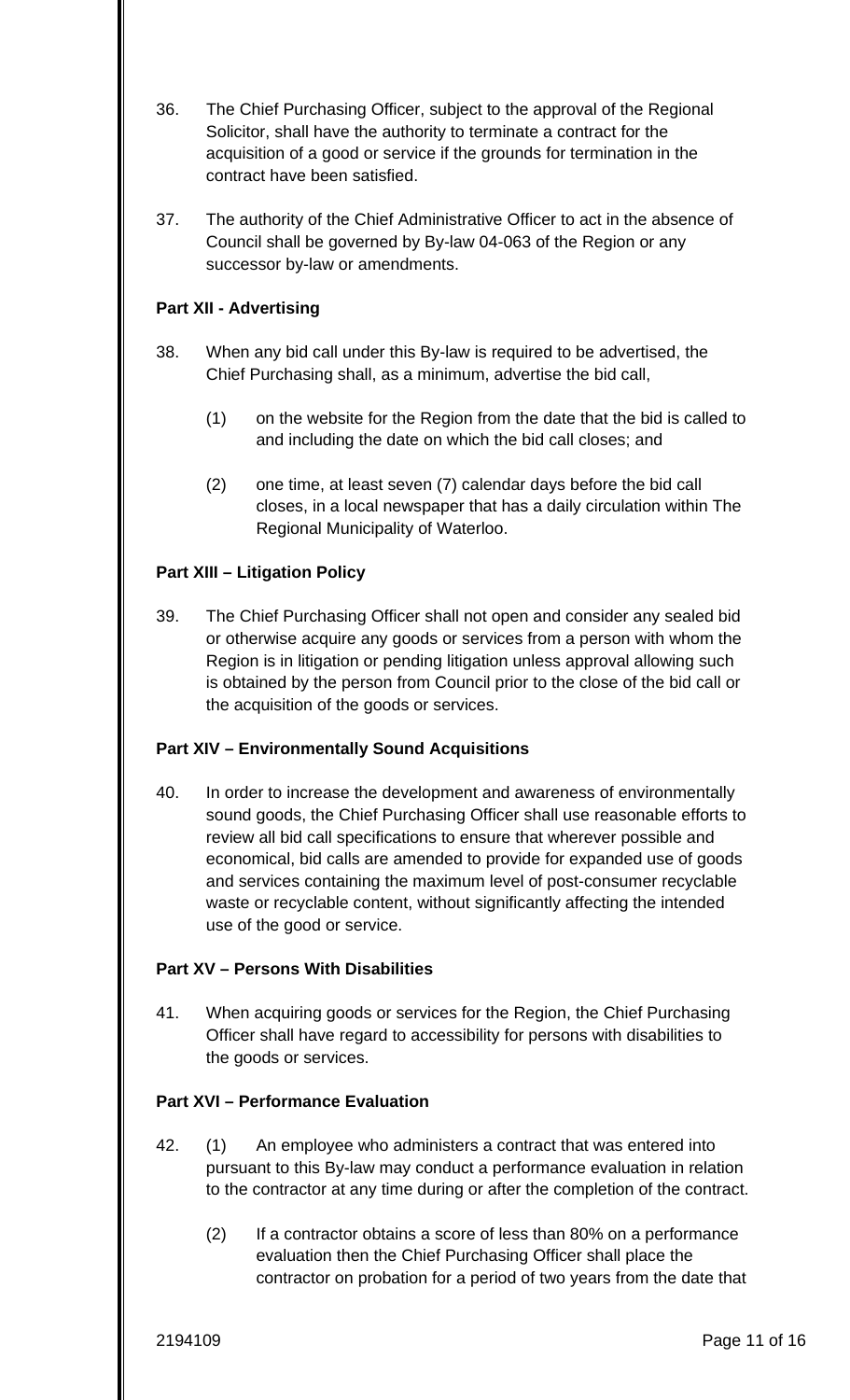36. The Chief Purchasing Officer, subject to the approval of the Regional Solicitor, shall have the authority to terminate a contract for the acquisition of a good or service if the grounds for termination in the contract have been satisfied.

37. The authority of the Chief Administrative Officer to act in the absence of Council shall be governed by By-law 04-063 of the Region or any successor by-law or amendments.

**Part XII - Advertising**

38. When any bid call under this By-law is required to be advertised, the Chief Purchasing shall, as a minimum, advertise the bid call,

    (1) on the website for the Region from the date that the bid is called to and including the date on which the bid call closes; and

    (2) one time, at least seven (7) calendar days before the bid call closes, in a local newspaper that has a daily circulation within The Regional Municipality of Waterloo.

**Part XIII – Litigation Policy**

39. The Chief Purchasing Officer shall not open and consider any sealed bid or otherwise acquire any goods or services from a person with whom the Region is in litigation or pending litigation unless approval allowing such is obtained by the person from Council prior to the close of the bid call or the acquisition of the goods or services.

**Part XIV – Environmentally Sound Acquisitions**

40. In order to increase the development and awareness of environmentally sound goods, the Chief Purchasing Officer shall use reasonable efforts to review all bid call specifications to ensure that wherever possible and economical, bid calls are amended to provide for expanded use of goods and services containing the maximum level of post-consumer recyclable waste or recyclable content, without significantly affecting the intended use of the good or service.

**Part XV – Persons With Disabilities**

41. When acquiring goods or services for the Region, the Chief Purchasing Officer shall have regard to accessibility for persons with disabilities to the goods or services.

**Part XVI – Performance Evaluation**

42. (1) An employee who administers a contract that was entered into pursuant to this By-law may conduct a performance evaluation in relation to the contractor at any time during or after the completion of the contract.

    (2) If a contractor obtains a score of less than 80% on a performance evaluation then the Chief Purchasing Officer shall place the contractor on probation for a period of two years from the date that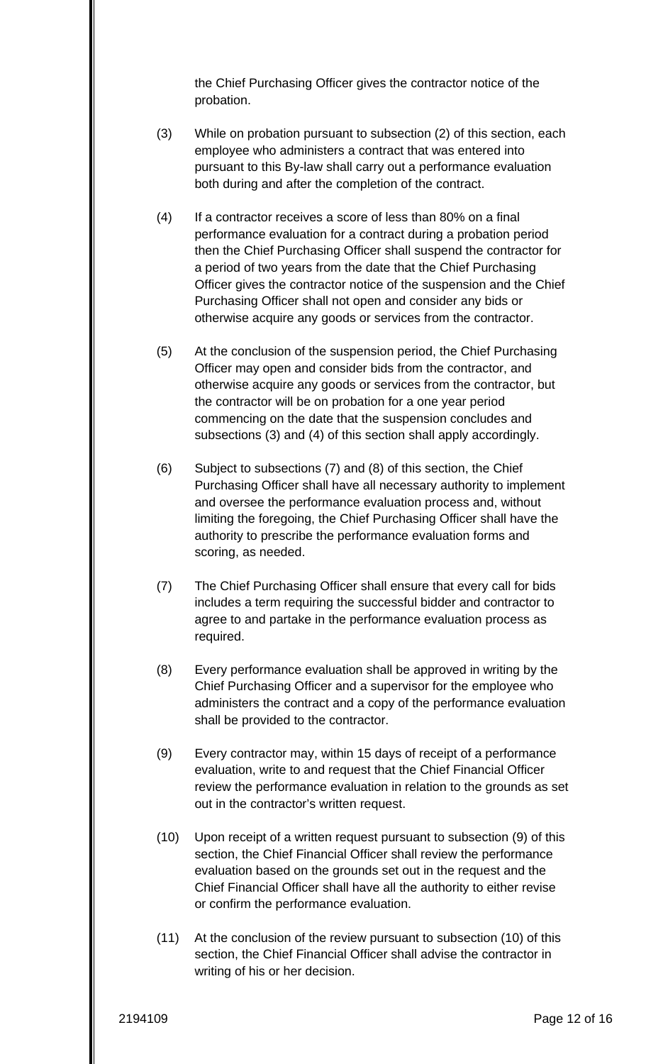the Chief Purchasing Officer gives the contractor notice of the probation.

(3) While on probation pursuant to subsection (2) of this section, each employee who administers a contract that was entered into pursuant to this By-law shall carry out a performance evaluation both during and after the completion of the contract.

(4) If a contractor receives a score of less than 80% on a final performance evaluation for a contract during a probation period then the Chief Purchasing Officer shall suspend the contractor for a period of two years from the date that the Chief Purchasing Officer gives the contractor notice of the suspension and the Chief Purchasing Officer shall not open and consider any bids or otherwise acquire any goods or services from the contractor.

(5) At the conclusion of the suspension period, the Chief Purchasing Officer may open and consider bids from the contractor, and otherwise acquire any goods or services from the contractor, but the contractor will be on probation for a one year period commencing on the date that the suspension concludes and subsections (3) and (4) of this section shall apply accordingly.

(6) Subject to subsections (7) and (8) of this section, the Chief Purchasing Officer shall have all necessary authority to implement and oversee the performance evaluation process and, without limiting the foregoing, the Chief Purchasing Officer shall have the authority to prescribe the performance evaluation forms and scoring, as needed.

(7) The Chief Purchasing Officer shall ensure that every call for bids includes a term requiring the successful bidder and contractor to agree to and partake in the performance evaluation process as required.

(8) Every performance evaluation shall be approved in writing by the Chief Purchasing Officer and a supervisor for the employee who administers the contract and a copy of the performance evaluation shall be provided to the contractor.

(9) Every contractor may, within 15 days of receipt of a performance evaluation, write to and request that the Chief Financial Officer review the performance evaluation in relation to the grounds as set out in the contractor's written request.

(10) Upon receipt of a written request pursuant to subsection (9) of this section, the Chief Financial Officer shall review the performance evaluation based on the grounds set out in the request and the Chief Financial Officer shall have all the authority to either revise or confirm the performance evaluation.

(11) At the conclusion of the review pursuant to subsection (10) of this section, the Chief Financial Officer shall advise the contractor in writing of his or her decision.

2194109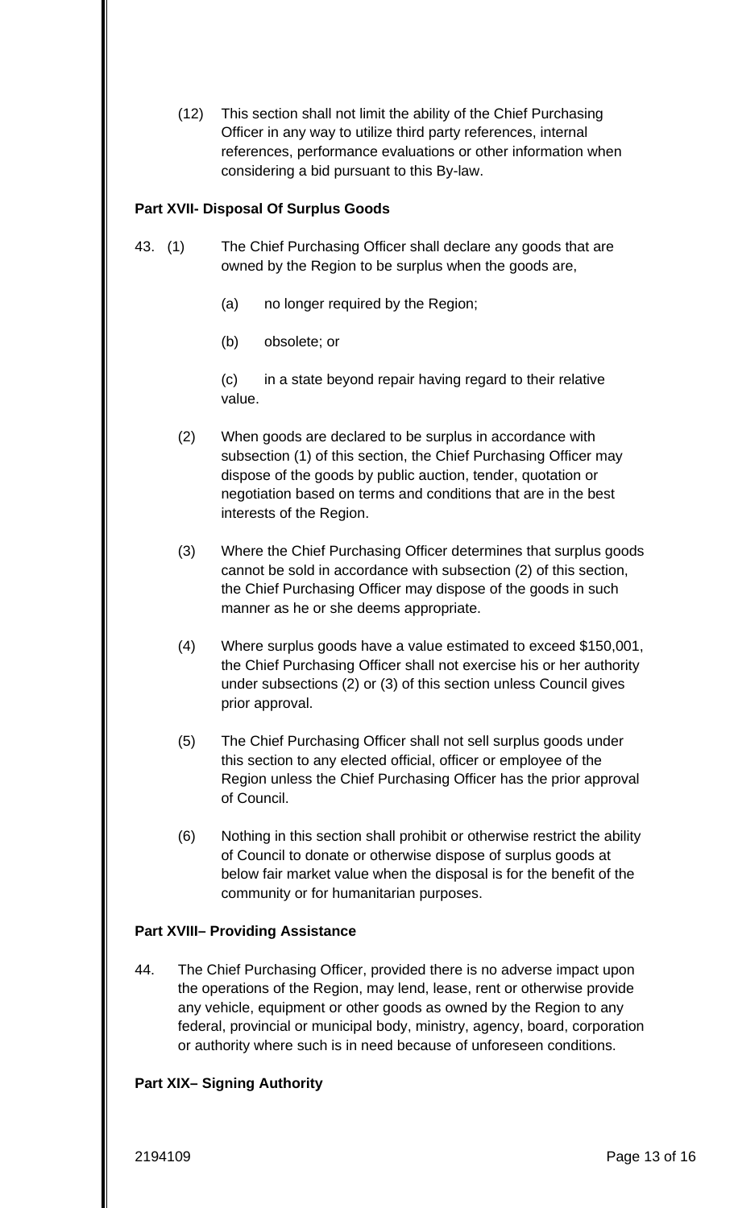(12) This section shall not limit the ability of the Chief Purchasing Officer in any way to utilize third party references, internal references, performance evaluations or other information when considering a bid pursuant to this By-law.

**Part XVII- Disposal Of Surplus Goods**

43. (1) The Chief Purchasing Officer shall declare any goods that are owned by the Region to be surplus when the goods are,

    (a) no longer required by the Region;

    (b) obsolete; or

    (c) in a state beyond repair having regard to their relative value.

(2) When goods are declared to be surplus in accordance with subsection (1) of this section, the Chief Purchasing Officer may dispose of the goods by public auction, tender, quotation or negotiation based on terms and conditions that are in the best interests of the Region.

(3) Where the Chief Purchasing Officer determines that surplus goods cannot be sold in accordance with subsection (2) of this section, the Chief Purchasing Officer may dispose of the goods in such manner as he or she deems appropriate.

(4) Where surplus goods have a value estimated to exceed $150,001, the Chief Purchasing Officer shall not exercise his or her authority under subsections (2) or (3) of this section unless Council gives prior approval.

(5) The Chief Purchasing Officer shall not sell surplus goods under this section to any elected official, officer or employee of the Region unless the Chief Purchasing Officer has the prior approval of Council.

(6) Nothing in this section shall prohibit or otherwise restrict the ability of Council to donate or otherwise dispose of surplus goods at below fair market value when the disposal is for the benefit of the community or for humanitarian purposes.

**Part XVIII– Providing Assistance**

44. The Chief Purchasing Officer, provided there is no adverse impact upon the operations of the Region, may lend, lease, rent or otherwise provide any vehicle, equipment or other goods as owned by the Region to any federal, provincial or municipal body, ministry, agency, board, corporation or authority where such is in need because of unforeseen conditions.

**Part XIX– Signing Authority**

2194109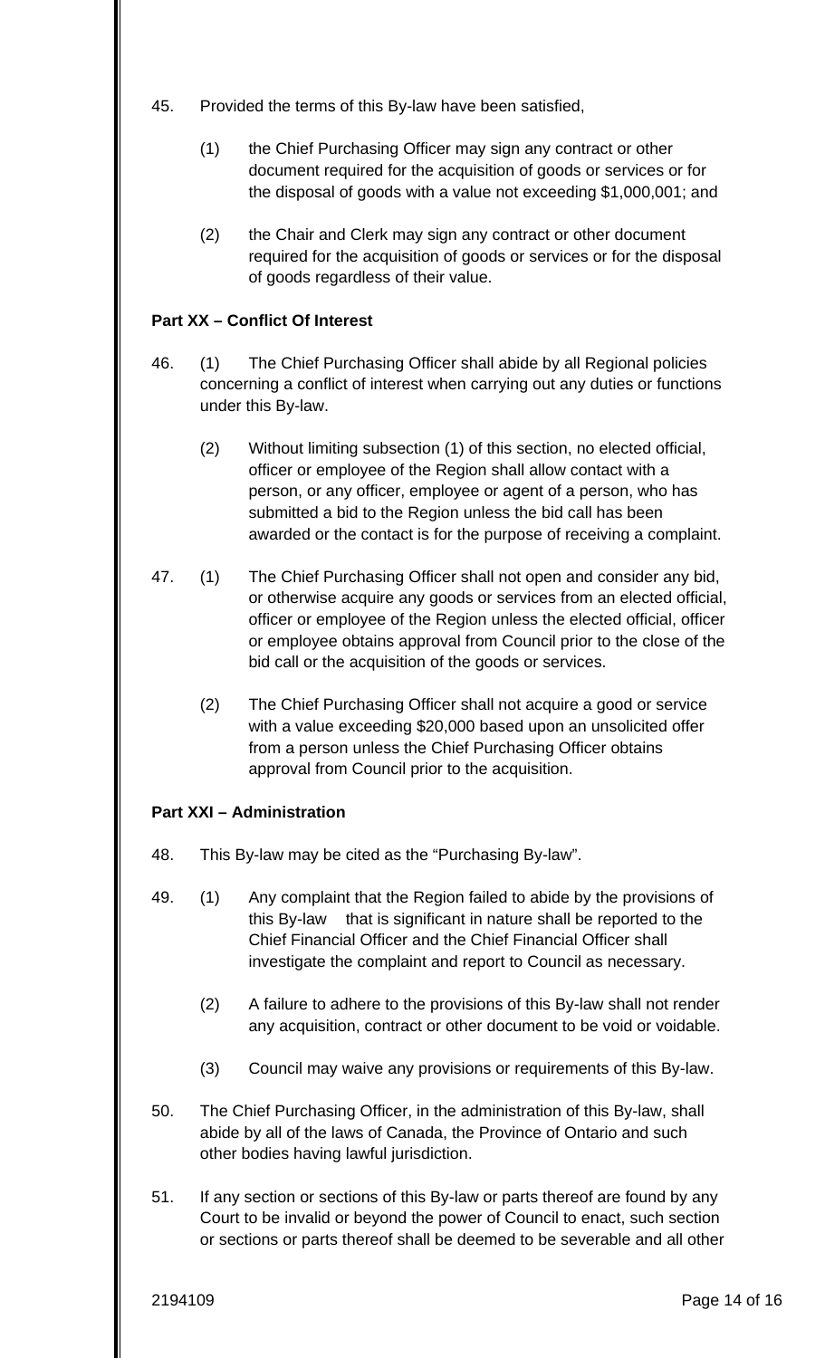45. Provided the terms of this By-law have been satisfied,

(1) the Chief Purchasing Officer may sign any contract or other document required for the acquisition of goods or services or for the disposal of goods with a value not exceeding $1,000,001; and

(2) the Chair and Clerk may sign any contract or other document required for the acquisition of goods or services or for the disposal of goods regardless of their value.

**Part XX – Conflict Of Interest**

46. (1) The Chief Purchasing Officer shall abide by all Regional policies concerning a conflict of interest when carrying out any duties or functions under this By-law.

(2) Without limiting subsection (1) of this section, no elected official, officer or employee of the Region shall allow contact with a person, or any officer, employee or agent of a person, who has submitted a bid to the Region unless the bid call has been awarded or the contact is for the purpose of receiving a complaint.

47. (1) The Chief Purchasing Officer shall not open and consider any bid, or otherwise acquire any goods or services from an elected official, officer or employee of the Region unless the elected official, officer or employee obtains approval from Council prior to the close of the bid call or the acquisition of the goods or services.

(2) The Chief Purchasing Officer shall not acquire a good or service with a value exceeding $20,000 based upon an unsolicited offer from a person unless the Chief Purchasing Officer obtains approval from Council prior to the acquisition.

**Part XXI – Administration**

48. This By-law may be cited as the "Purchasing By-law".

49. (1) Any complaint that the Region failed to abide by the provisions of this By-law that is significant in nature shall be reported to the Chief Financial Officer and the Chief Financial Officer shall investigate the complaint and report to Council as necessary.

(2) A failure to adhere to the provisions of this By-law shall not render any acquisition, contract or other document to be void or voidable.

(3) Council may waive any provisions or requirements of this By-law.

50. The Chief Purchasing Officer, in the administration of this By-law, shall abide by all of the laws of Canada, the Province of Ontario and such other bodies having lawful jurisdiction.

51. If any section or sections of this By-law or parts thereof are found by any Court to be invalid or beyond the power of Council to enact, such section or sections or parts thereof shall be deemed to be severable and all other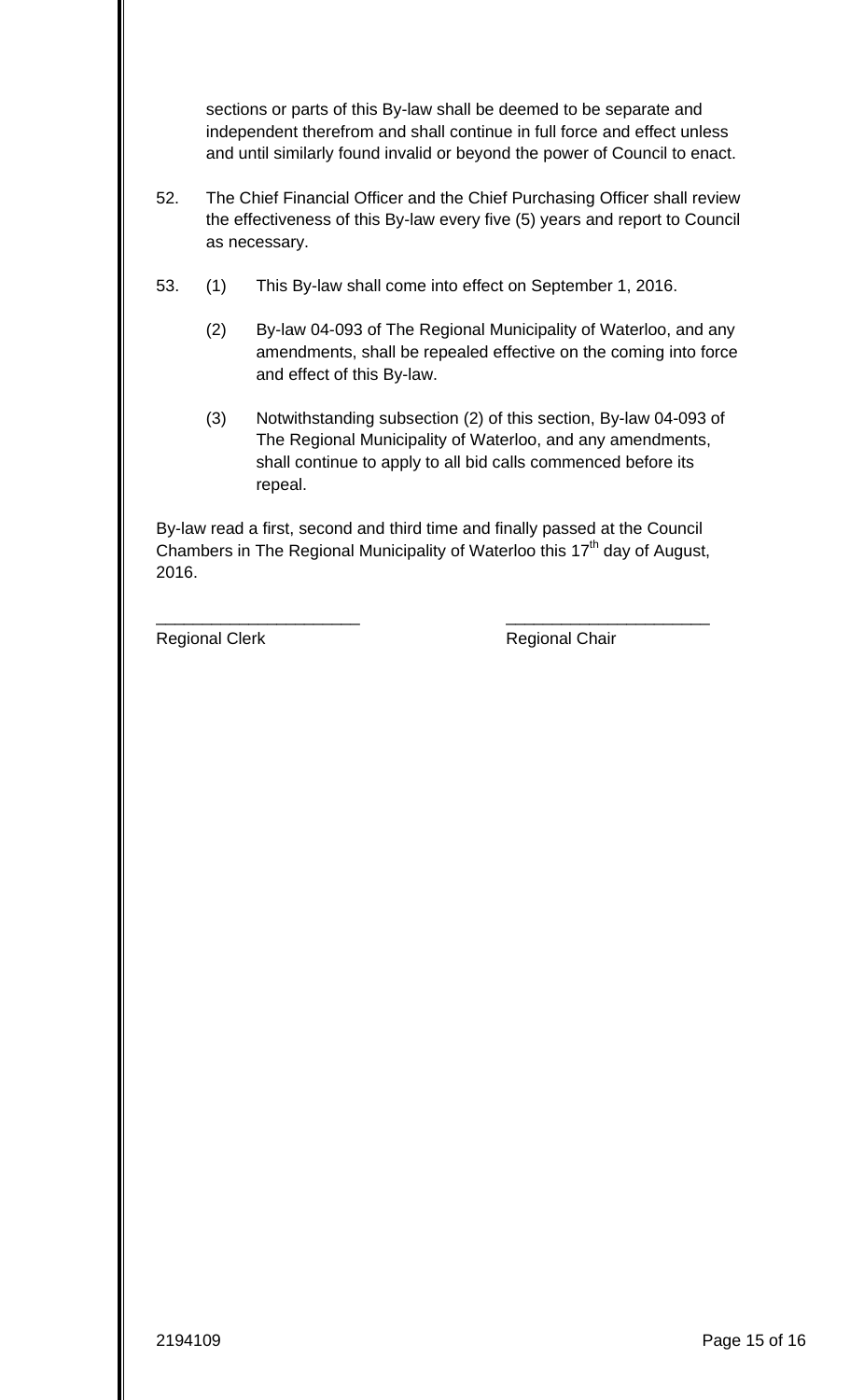sections or parts of this By-law shall be deemed to be separate and independent therefrom and shall continue in full force and effect unless and until similarly found invalid or beyond the power of Council to enact.

52. The Chief Financial Officer and the Chief Purchasing Officer shall review the effectiveness of this By-law every five (5) years and report to Council as necessary.

53. (1) This By-law shall come into effect on September 1, 2016.

    (2) By-law 04-093 of The Regional Municipality of Waterloo, and any amendments, shall be repealed effective on the coming into force and effect of this By-law.

    (3) Notwithstanding subsection (2) of this section, By-law 04-093 of The Regional Municipality of Waterloo, and any amendments, shall continue to apply to all bid calls commenced before its repeal.

By-law read a first, second and third time and finally passed at the Council Chambers in The Regional Municipality of Waterloo this 17th day of August, 2016.

_____________________ _____________________

Regional Clerk Regional Chair

2194109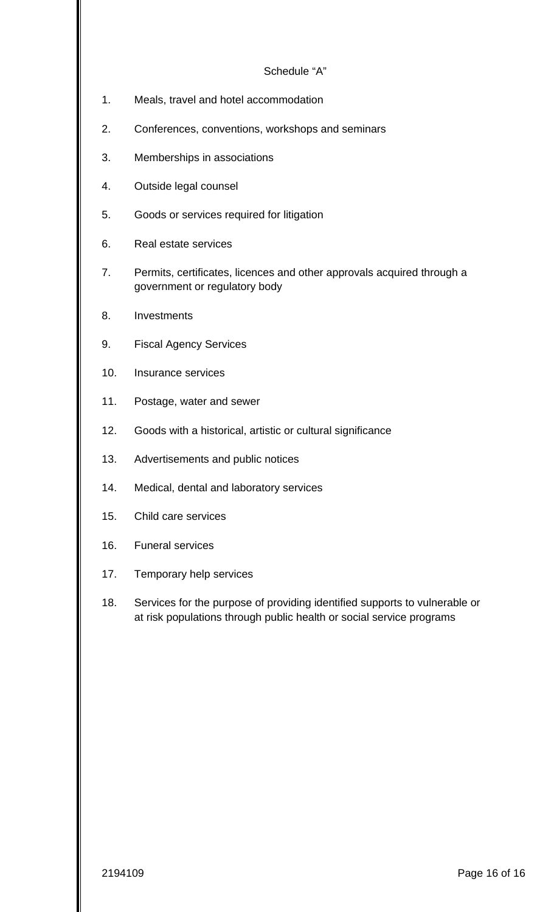Schedule “A”

1. Meals, travel and hotel accommodation
2. Conferences, conventions, workshops and seminars
3. Memberships in associations
4. Outside legal counsel
5. Goods or services required for litigation
6. Real estate services
7. Permits, certificates, licences and other approvals acquired through a government or regulatory body
8. Investments
9. Fiscal Agency Services
10. Insurance services
11. Postage, water and sewer
12. Goods with a historical, artistic or cultural significance
13. Advertisements and public notices
14. Medical, dental and laboratory services
15. Child care services
16. Funeral services
17. Temporary help services
18. Services for the purpose of providing identified supports to vulnerable or at risk populations through public health or social service programs